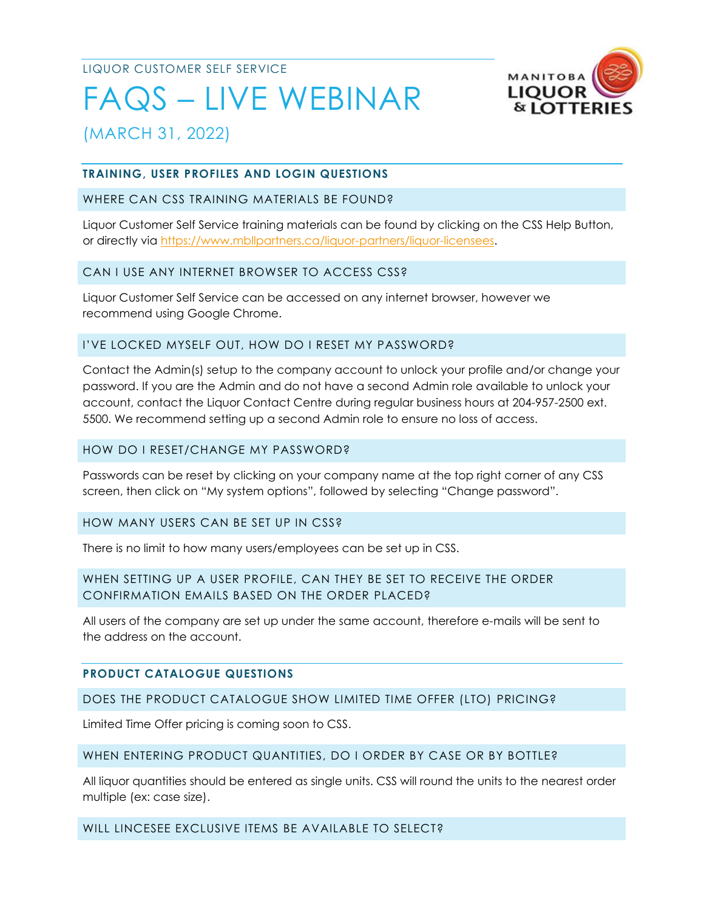LIQUOR CUSTOMER SELF SERVICE

# FAQS – LIVE WEBINAR

(MARCH 31, 2022)

## TRAINING, USER PROFILES AND LOGIN QUESTIONS

### WHERE CAN CSS TRAINING MATERIALS BE FOUND?

Liquor Customer Self Service training materials can be found by clicking on the CSS Help Button, or directly via https://www.mbllpartners.ca/liquor-partners/liquor-licensees.

### CAN I USE ANY INTERNET BROWSER TO ACCESS CSS?

Liquor Customer Self Service can be accessed on any internet browser, however we recommend using Google Chrome.

### I'VE LOCKED MYSELF OUT, HOW DO I RESET MY PASSWORD?

Contact the Admin(s) setup to the company account to unlock your profile and/or change your password. If you are the Admin and do not have a second Admin role available to unlock your account, contact the Liquor Contact Centre during regular business hours at 204-957-2500 ext. 5500. We recommend setting up a second Admin role to ensure no loss of access.

### HOW DO I RESET/CHANGE MY PASSWORD?

Passwords can be reset by clicking on your company name at the top right corner of any CSS screen, then click on "My system options", followed by selecting "Change password".

### HOW MANY USERS CAN BE SET UP IN CSS?

There is no limit to how many users/employees can be set up in CSS.

### WHEN SETTING UP A USER PROFILE, CAN THEY BE SET TO RECEIVE THE ORDER CONFIRMATION EMAILS BASED ON THE ORDER PLACED?

All users of the company are set up under the same account, therefore e-mails will be sent to the address on the account.

## PRODUCT CATALOGUE QUESTIONS

### DOES THE PRODUCT CATALOGUE SHOW LIMITED TIME OFFER (LTO) PRICING?

Limited Time Offer pricing is coming soon to CSS.

### WHEN ENTERING PRODUCT QUANTITIES, DO I ORDER BY CASE OR BY BOTTLE?

All liquor quantities should be entered as single units. CSS will round the units to the nearest order multiple (ex: case size).

### WILL LINCESEE EXCLUSIVE ITEMS BE AVAILABLE TO SELECT?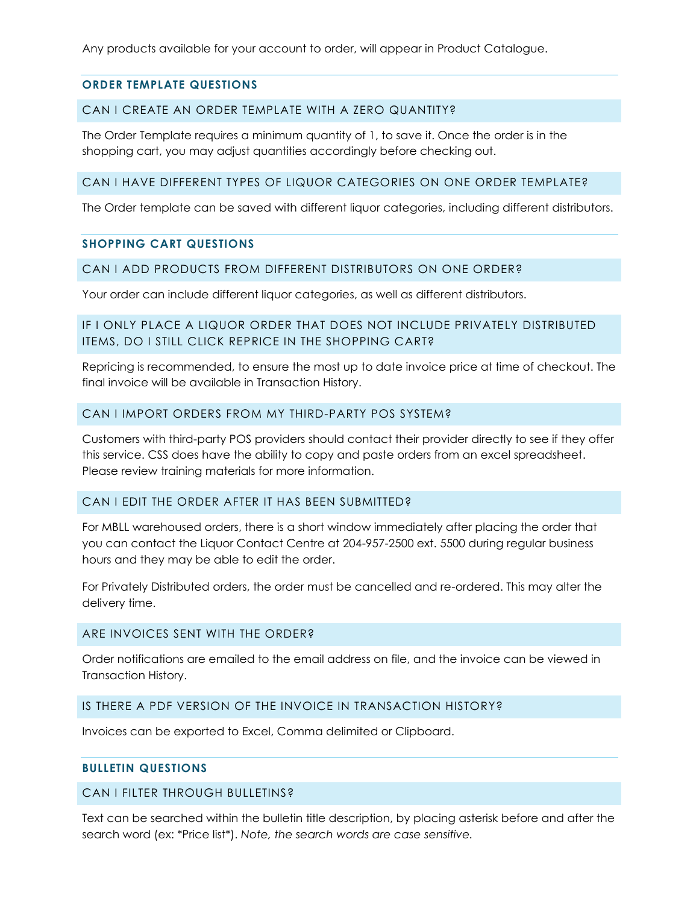Any products available for your account to order, will appear in Product Catalogue.

## ORDER TEMPLATE QUESTIONS

### CAN I CREATE AN ORDER TEMPLATE WITH A ZERO QUANTITY?

The Order Template requires a minimum quantity of 1, to save it. Once the order is in the shopping cart, you may adjust quantities accordingly before checking out.

### CAN I HAVE DIFFERENT TYPES OF LIQUOR CATEGORIES ON ONE ORDER TEMPLATE?

The Order template can be saved with different liquor categories, including different distributors.

## SHOPPING CART QUESTIONS

### CAN I ADD PRODUCTS FROM DIFFERENT DISTRIBUTORS ON ONE ORDER?

Your order can include different liquor categories, as well as different distributors.

### IF I ONLY PLACE A LIQUOR ORDER THAT DOES NOT INCLUDE PRIVATELY DISTRIBUTED ITEMS, DO I STILL CLICK REPRICE IN THE SHOPPING CART?

Repricing is recommended, to ensure the most up to date invoice price at time of checkout. The final invoice will be available in Transaction History.

### CAN I IMPORT ORDERS FROM MY THIRD-PARTY POS SYSTEM?

Customers with third-party POS providers should contact their provider directly to see if they offer this service. CSS does have the ability to copy and paste orders from an excel spreadsheet. Please review training materials for more information.

### CAN I EDIT THE ORDER AFTER IT HAS BEEN SUBMITTED?

For MBLL warehoused orders, there is a short window immediately after placing the order that you can contact the Liquor Contact Centre at 204-957-2500 ext. 5500 during regular business hours and they may be able to edit the order.

For Privately Distributed orders, the order must be cancelled and re-ordered. This may alter the delivery time.

### ARE INVOICES SENT WITH THE ORDER?

Order notifications are emailed to the email address on file, and the invoice can be viewed in Transaction History.

### IS THERE A PDF VERSION OF THE INVOICE IN TRANSACTION HISTORY?

Invoices can be exported to Excel, Comma delimited or Clipboard.

## BULLETIN QUESTIONS

### CAN I FILTER THROUGH BULLETINS?

Text can be searched within the bulletin title description, by placing asterisk before and after the search word (ex: *Price list*). *Note, the search words are case sensitive.*